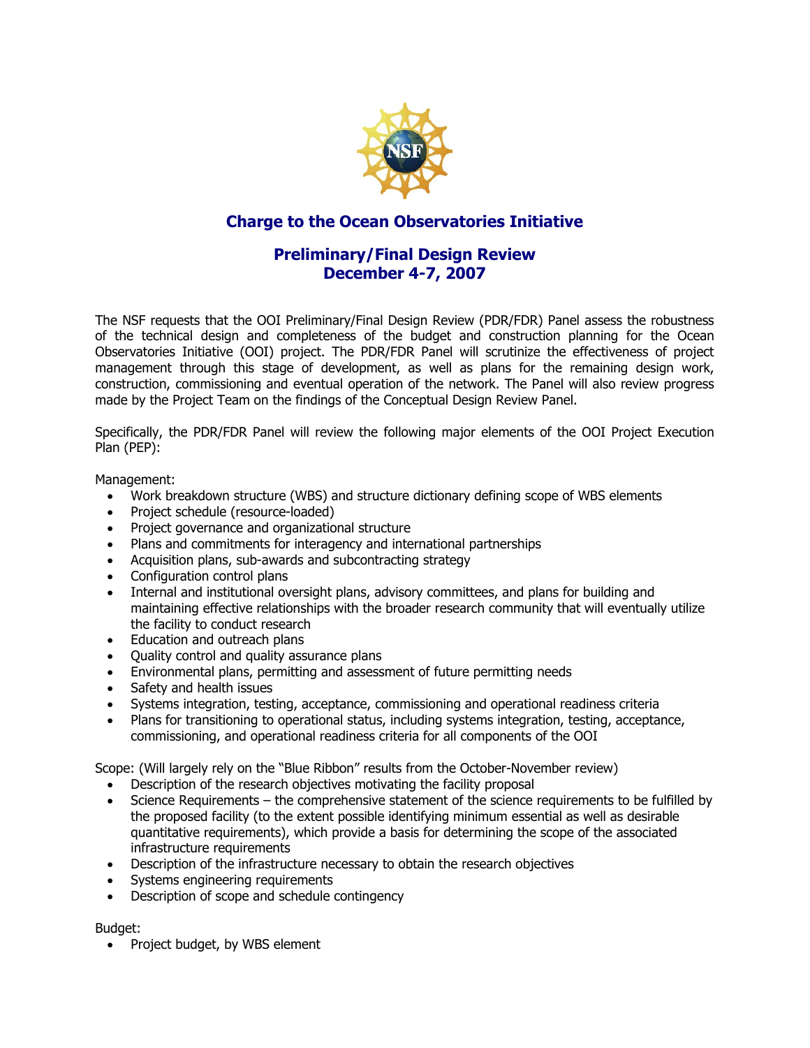## Charge to the Ocean Observatories Initiative

## Preliminary/Final Design Review
## December 4-7, 2007

The NSF requests that the OOI Preliminary/Final Design Review (PDR/FDR) Panel assess the robustness of the technical design and completeness of the budget and construction planning for the Ocean Observatories Initiative (OOI) project. The PDR/FDR Panel will scrutinize the effectiveness of project management through this stage of development, as well as plans for the remaining design work, construction, commissioning and eventual operation of the network. The Panel will also review progress made by the Project Team on the findings of the Conceptual Design Review Panel.

Specifically, the PDR/FDR Panel will review the following major elements of the OOI Project Execution Plan (PEP):

Management:

- Work breakdown structure (WBS) and structure dictionary defining scope of WBS elements
- Project schedule (resource-loaded)
- Project governance and organizational structure
- Plans and commitments for interagency and international partnerships
- Acquisition plans, sub-awards and subcontracting strategy
- Configuration control plans
- Internal and institutional oversight plans, advisory committees, and plans for building and maintaining effective relationships with the broader research community that will eventually utilize the facility to conduct research
- Education and outreach plans
- Quality control and quality assurance plans
- Environmental plans, permitting and assessment of future permitting needs
- Safety and health issues
- Systems integration, testing, acceptance, commissioning and operational readiness criteria
- Plans for transitioning to operational status, including systems integration, testing, acceptance, commissioning, and operational readiness criteria for all components of the OOI

Scope: (Will largely rely on the "Blue Ribbon" results from the October-November review)

- Description of the research objectives motivating the facility proposal
- Science Requirements – the comprehensive statement of the science requirements to be fulfilled by the proposed facility (to the extent possible identifying minimum essential as well as desirable quantitative requirements), which provide a basis for determining the scope of the associated infrastructure requirements
- Description of the infrastructure necessary to obtain the research objectives
- Systems engineering requirements
- Description of scope and schedule contingency

Budget:

- Project budget, by WBS element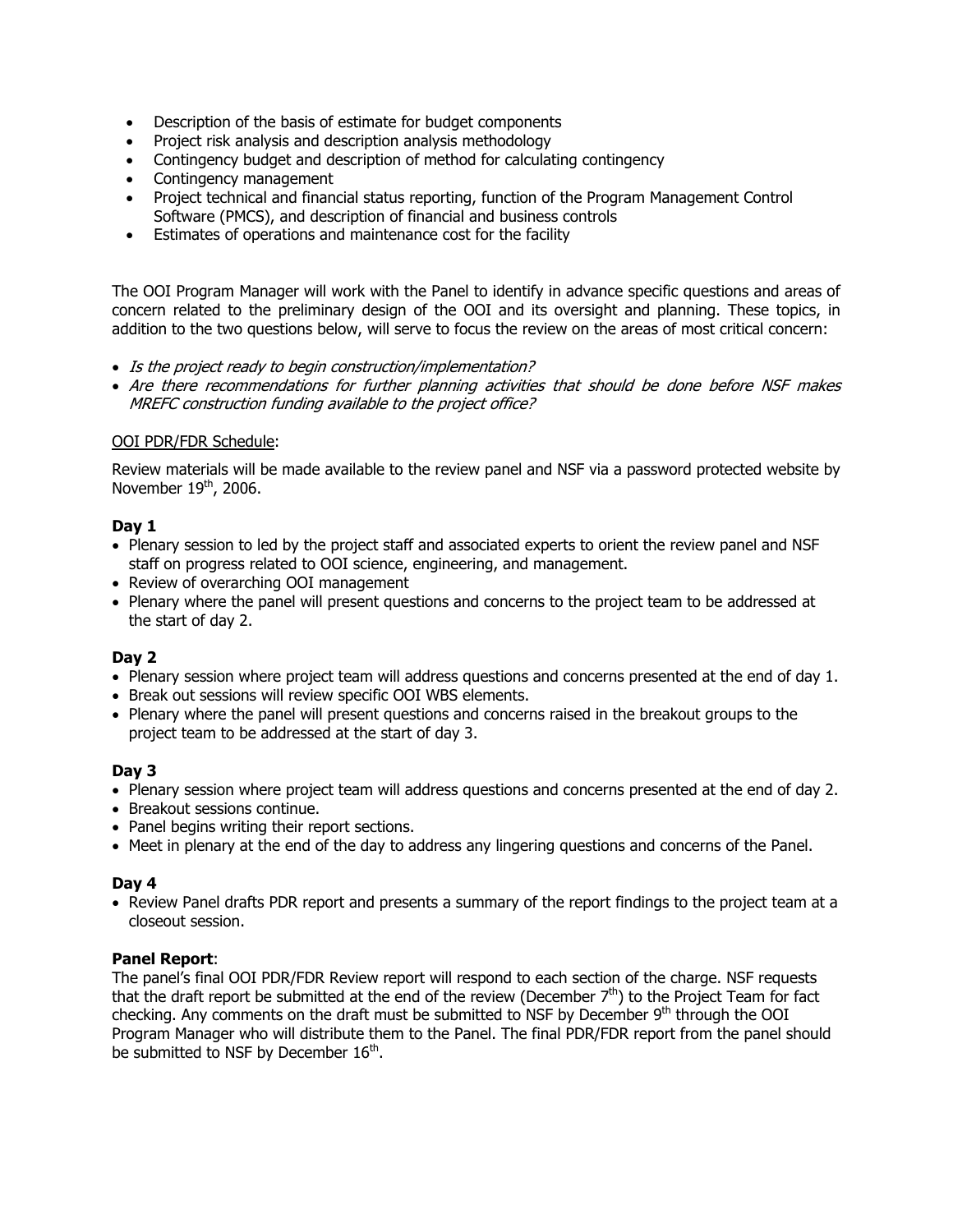- Description of the basis of estimate for budget components
- Project risk analysis and description analysis methodology
- Contingency budget and description of method for calculating contingency
- Contingency management
- Project technical and financial status reporting, function of the Program Management Control Software (PMCS), and description of financial and business controls
- Estimates of operations and maintenance cost for the facility

The OOI Program Manager will work with the Panel to identify in advance specific questions and areas of concern related to the preliminary design of the OOI and its oversight and planning. These topics, in addition to the two questions below, will serve to focus the review on the areas of most critical concern:

- *Is the project ready to begin construction/implementation?*
- *Are there recommendations for further planning activities that should be done before NSF makes MREFC construction funding available to the project office?*

<u>OOI PDR/FDR Schedule</u>:

Review materials will be made available to the review panel and NSF via a password protected website by November 19th, 2006.

**Day 1**

- Plenary session to led by the project staff and associated experts to orient the review panel and NSF staff on progress related to OOI science, engineering, and management.
- Review of overarching OOI management
- Plenary where the panel will present questions and concerns to the project team to be addressed at the start of day 2.

**Day 2**

- Plenary session where project team will address questions and concerns presented at the end of day 1.
- Break out sessions will review specific OOI WBS elements.
- Plenary where the panel will present questions and concerns raised in the breakout groups to the project team to be addressed at the start of day 3.

**Day 3**

- Plenary session where project team will address questions and concerns presented at the end of day 2.
- Breakout sessions continue.
- Panel begins writing their report sections.
- Meet in plenary at the end of the day to address any lingering questions and concerns of the Panel.

**Day 4**

- Review Panel drafts PDR report and presents a summary of the report findings to the project team at a closeout session.

**Panel Report**:
The panel's final OOI PDR/FDR Review report will respond to each section of the charge. NSF requests that the draft report be submitted at the end of the review (December 7th) to the Project Team for fact checking. Any comments on the draft must be submitted to NSF by December 9th through the OOI Program Manager who will distribute them to the Panel. The final PDR/FDR report from the panel should be submitted to NSF by December 16th.